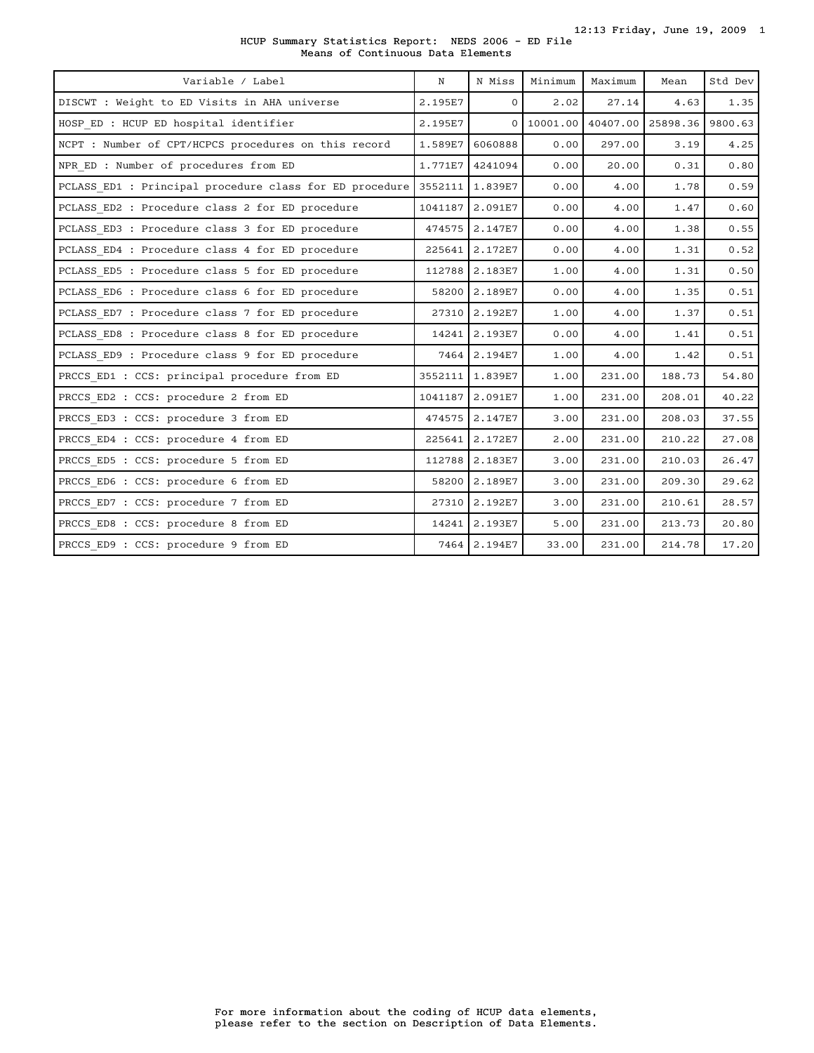# HCUP Summary Statistics Report: NEDS 2006 - ED File

## Means of Continuous Data Elements

| Variable / Label | N | N Miss | Minimum | Maximum | Mean | Std Dev |
|---|---|---|---|---|---|---|
| DISCWT : Weight to ED Visits in AHA universe | 2.195E7 | 0 | 2.02 | 27.14 | 4.63 | 1.35 |
| HOSP_ED : HCUP ED hospital identifier | 2.195E7 | 0 | 10001.00 | 40407.00 | 25898.36 | 9800.63 |
| NCPT : Number of CPT/HCPCS procedures on this record | 1.589E7 | 6060888 | 0.00 | 297.00 | 3.19 | 4.25 |
| NPR_ED : Number of procedures from ED | 1.771E7 | 4241094 | 0.00 | 20.00 | 0.31 | 0.80 |
| PCLASS_ED1 : Principal procedure class for ED procedure | 3552111 | 1.839E7 | 0.00 | 4.00 | 1.78 | 0.59 |
| PCLASS_ED2 : Procedure class 2 for ED procedure | 1041187 | 2.091E7 | 0.00 | 4.00 | 1.47 | 0.60 |
| PCLASS_ED3 : Procedure class 3 for ED procedure | 474575 | 2.147E7 | 0.00 | 4.00 | 1.38 | 0.55 |
| PCLASS_ED4 : Procedure class 4 for ED procedure | 225641 | 2.172E7 | 0.00 | 4.00 | 1.31 | 0.52 |
| PCLASS_ED5 : Procedure class 5 for ED procedure | 112788 | 2.183E7 | 1.00 | 4.00 | 1.31 | 0.50 |
| PCLASS_ED6 : Procedure class 6 for ED procedure | 58200 | 2.189E7 | 0.00 | 4.00 | 1.35 | 0.51 |
| PCLASS_ED7 : Procedure class 7 for ED procedure | 27310 | 2.192E7 | 1.00 | 4.00 | 1.37 | 0.51 |
| PCLASS_ED8 : Procedure class 8 for ED procedure | 14241 | 2.193E7 | 0.00 | 4.00 | 1.41 | 0.51 |
| PCLASS_ED9 : Procedure class 9 for ED procedure | 7464 | 2.194E7 | 1.00 | 4.00 | 1.42 | 0.51 |
| PRCCS_ED1 : CCS: principal procedure from ED | 3552111 | 1.839E7 | 1.00 | 231.00 | 188.73 | 54.80 |
| PRCCS_ED2 : CCS: procedure 2 from ED | 1041187 | 2.091E7 | 1.00 | 231.00 | 208.01 | 40.22 |
| PRCCS_ED3 : CCS: procedure 3 from ED | 474575 | 2.147E7 | 3.00 | 231.00 | 208.03 | 37.55 |
| PRCCS_ED4 : CCS: procedure 4 from ED | 225641 | 2.172E7 | 2.00 | 231.00 | 210.22 | 27.08 |
| PRCCS_ED5 : CCS: procedure 5 from ED | 112788 | 2.183E7 | 3.00 | 231.00 | 210.03 | 26.47 |
| PRCCS_ED6 : CCS: procedure 6 from ED | 58200 | 2.189E7 | 3.00 | 231.00 | 209.30 | 29.62 |
| PRCCS_ED7 : CCS: procedure 7 from ED | 27310 | 2.192E7 | 3.00 | 231.00 | 210.61 | 28.57 |
| PRCCS_ED8 : CCS: procedure 8 from ED | 14241 | 2.193E7 | 5.00 | 231.00 | 213.73 | 20.80 |
| PRCCS_ED9 : CCS: procedure 9 from ED | 7464 | 2.194E7 | 33.00 | 231.00 | 214.78 | 17.20 |

For more information about the coding of HCUP data elements, please refer to the section on Description of Data Elements.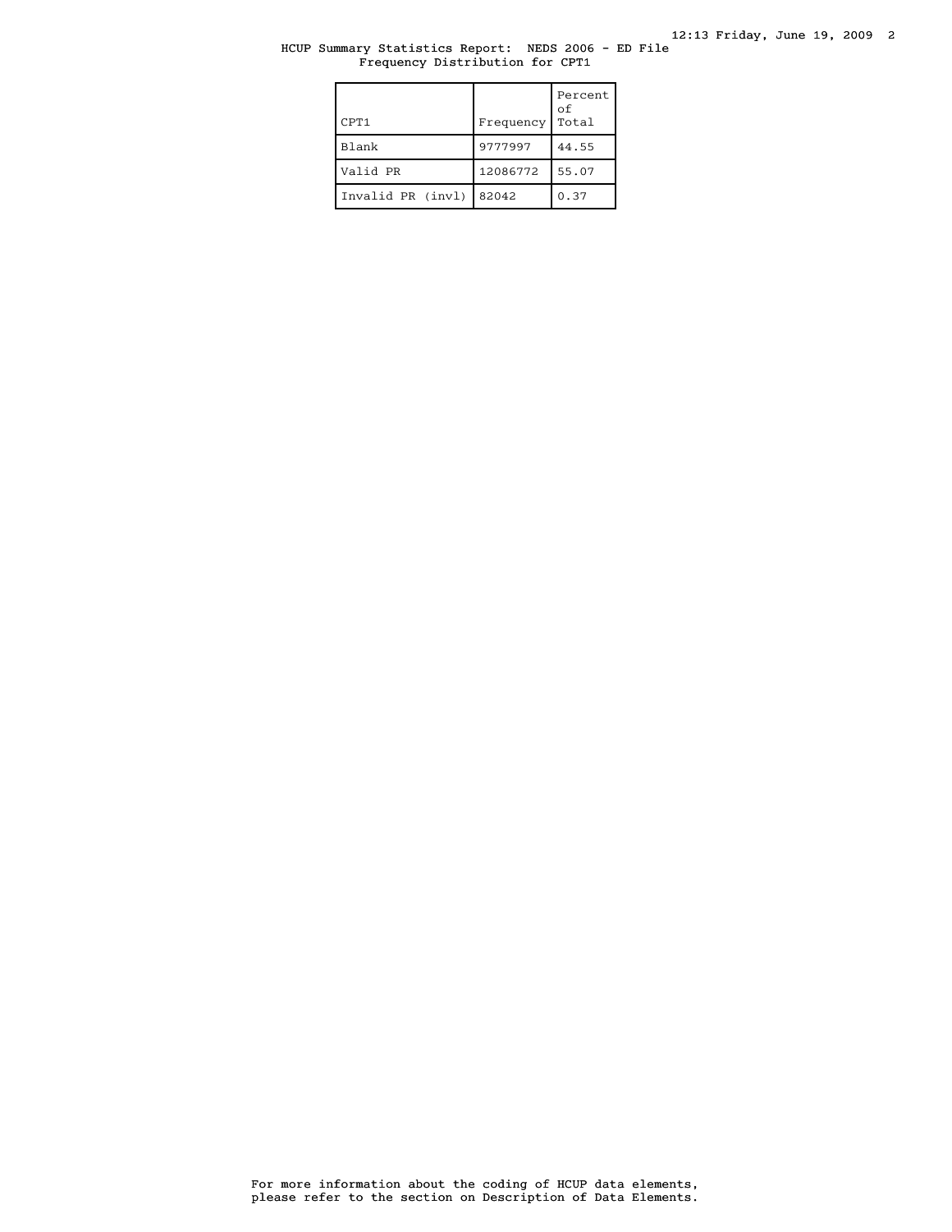HCUP Summary Statistics Report: NEDS 2006 - ED File
Frequency Distribution for CPT1

| CPT1 | Frequency | Percent of Total |
|---|---|---|
| Blank | 9777997 | 44.55 |
| Valid PR | 12086772 | 55.07 |
| Invalid PR (invl) | 82042 | 0.37 |

For more information about the coding of HCUP data elements, please refer to the section on Description of Data Elements.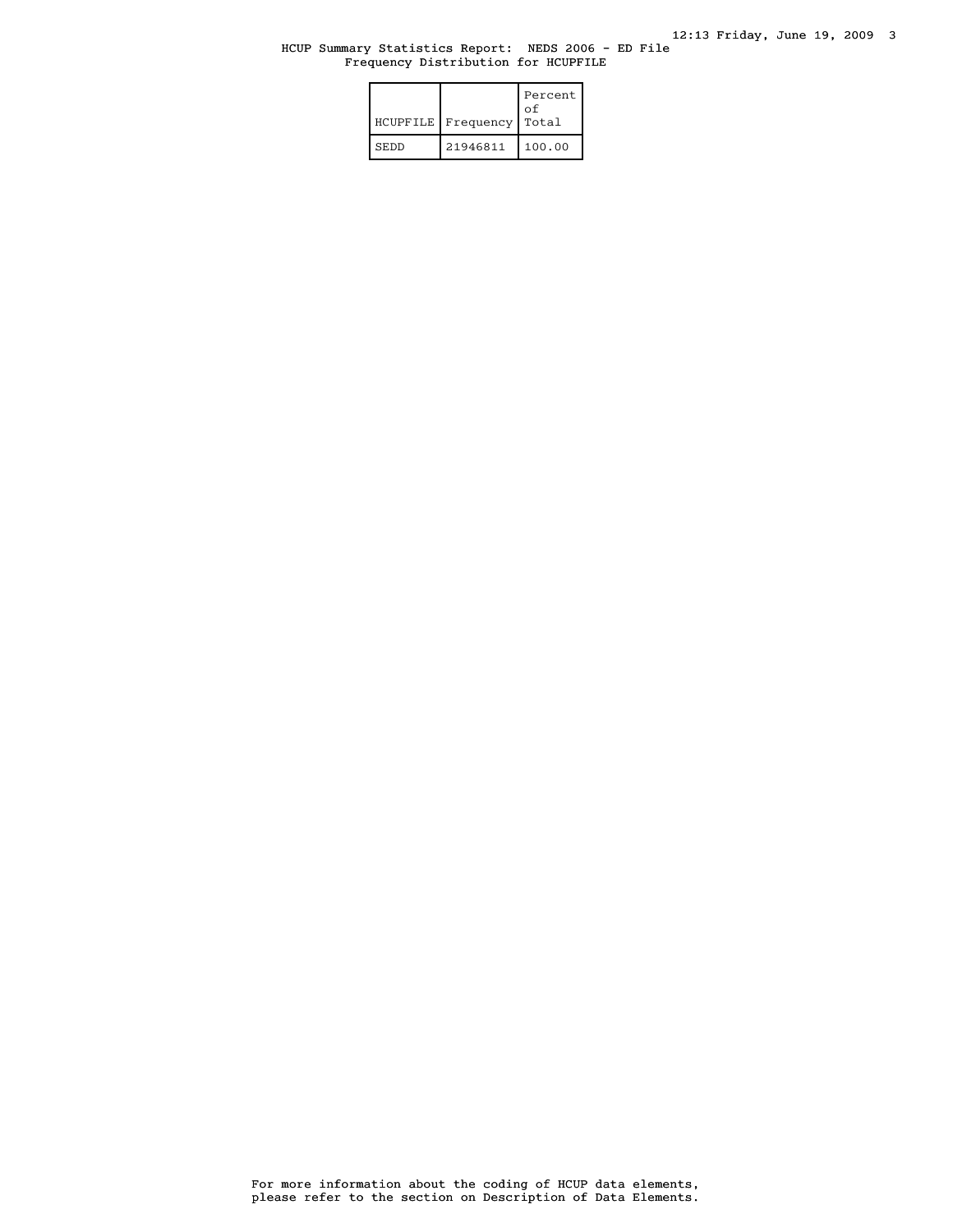HCUP Summary Statistics Report: NEDS 2006 - ED File
Frequency Distribution for HCUPFILE

| HCUPFILE | Frequency | Percent of Total |
|---|---|---|
| SEDD | 21946811 | 100.00 |

For more information about the coding of HCUP data elements, please refer to the section on Description of Data Elements.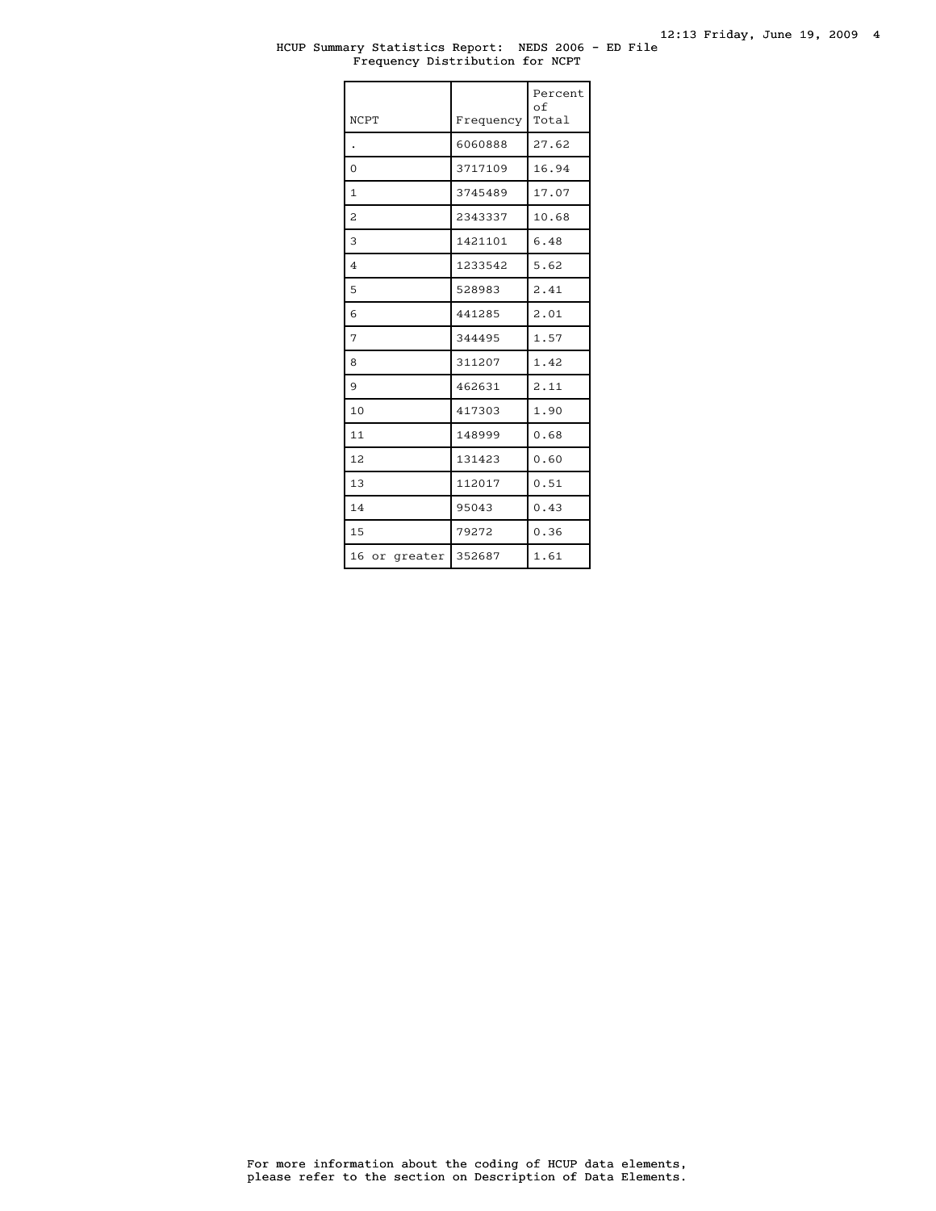HCUP Summary Statistics Report: NEDS 2006 - ED File
Frequency Distribution for NCPT

| NCPT | Frequency | Percent of Total |
|---|---|---|
| . | 6060888 | 27.62 |
| 0 | 3717109 | 16.94 |
| 1 | 3745489 | 17.07 |
| 2 | 2343337 | 10.68 |
| 3 | 1421101 | 6.48 |
| 4 | 1233542 | 5.62 |
| 5 | 528983 | 2.41 |
| 6 | 441285 | 2.01 |
| 7 | 344495 | 1.57 |
| 8 | 311207 | 1.42 |
| 9 | 462631 | 2.11 |
| 10 | 417303 | 1.90 |
| 11 | 148999 | 0.68 |
| 12 | 131423 | 0.60 |
| 13 | 112017 | 0.51 |
| 14 | 95043 | 0.43 |
| 15 | 79272 | 0.36 |
| 16 or greater | 352687 | 1.61 |

For more information about the coding of HCUP data elements, please refer to the section on Description of Data Elements.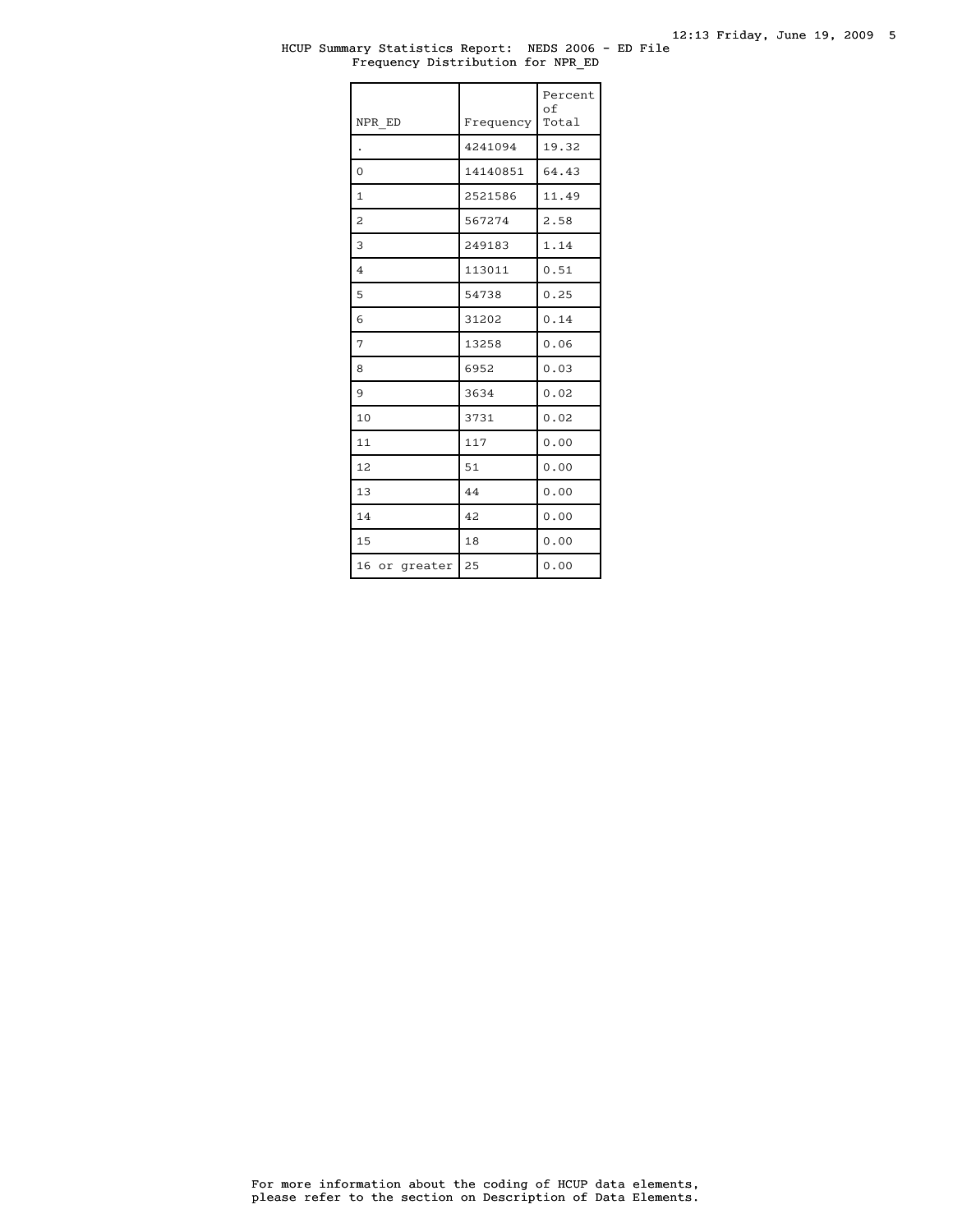HCUP Summary Statistics Report: NEDS 2006 - ED File
Frequency Distribution for NPR_ED

| NPR_ED | Frequency | Percent of Total |
|---|---|---|
| . | 4241094 | 19.32 |
| 0 | 14140851 | 64.43 |
| 1 | 2521586 | 11.49 |
| 2 | 567274 | 2.58 |
| 3 | 249183 | 1.14 |
| 4 | 113011 | 0.51 |
| 5 | 54738 | 0.25 |
| 6 | 31202 | 0.14 |
| 7 | 13258 | 0.06 |
| 8 | 6952 | 0.03 |
| 9 | 3634 | 0.02 |
| 10 | 3731 | 0.02 |
| 11 | 117 | 0.00 |
| 12 | 51 | 0.00 |
| 13 | 44 | 0.00 |
| 14 | 42 | 0.00 |
| 15 | 18 | 0.00 |
| 16 or greater | 25 | 0.00 |

For more information about the coding of HCUP data elements,
please refer to the section on Description of Data Elements.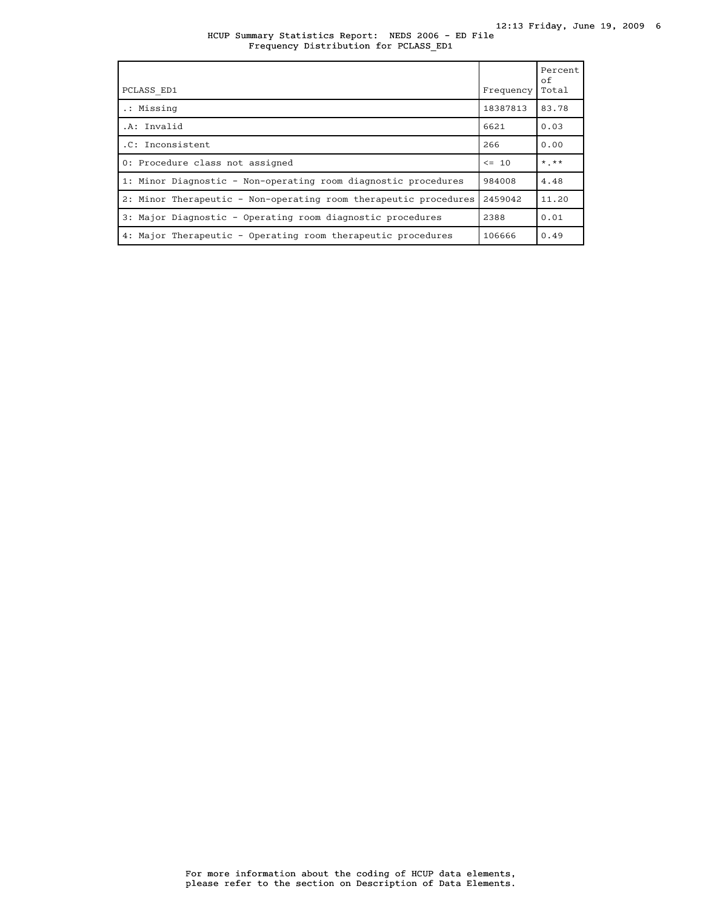HCUP Summary Statistics Report: NEDS 2006 - ED File
Frequency Distribution for PCLASS_ED1

| PCLASS_ED1 | Frequency | Percent of Total |
|---|---|---|
| .: Missing | 18387813 | 83.78 |
| .A: Invalid | 6621 | 0.03 |
| .C: Inconsistent | 266 | 0.00 |
| 0: Procedure class not assigned | <= 10 | *.** |
| 1: Minor Diagnostic - Non-operating room diagnostic procedures | 984008 | 4.48 |
| 2: Minor Therapeutic - Non-operating room therapeutic procedures | 2459042 | 11.20 |
| 3: Major Diagnostic - Operating room diagnostic procedures | 2388 | 0.01 |
| 4: Major Therapeutic - Operating room therapeutic procedures | 106666 | 0.49 |

For more information about the coding of HCUP data elements, please refer to the section on Description of Data Elements.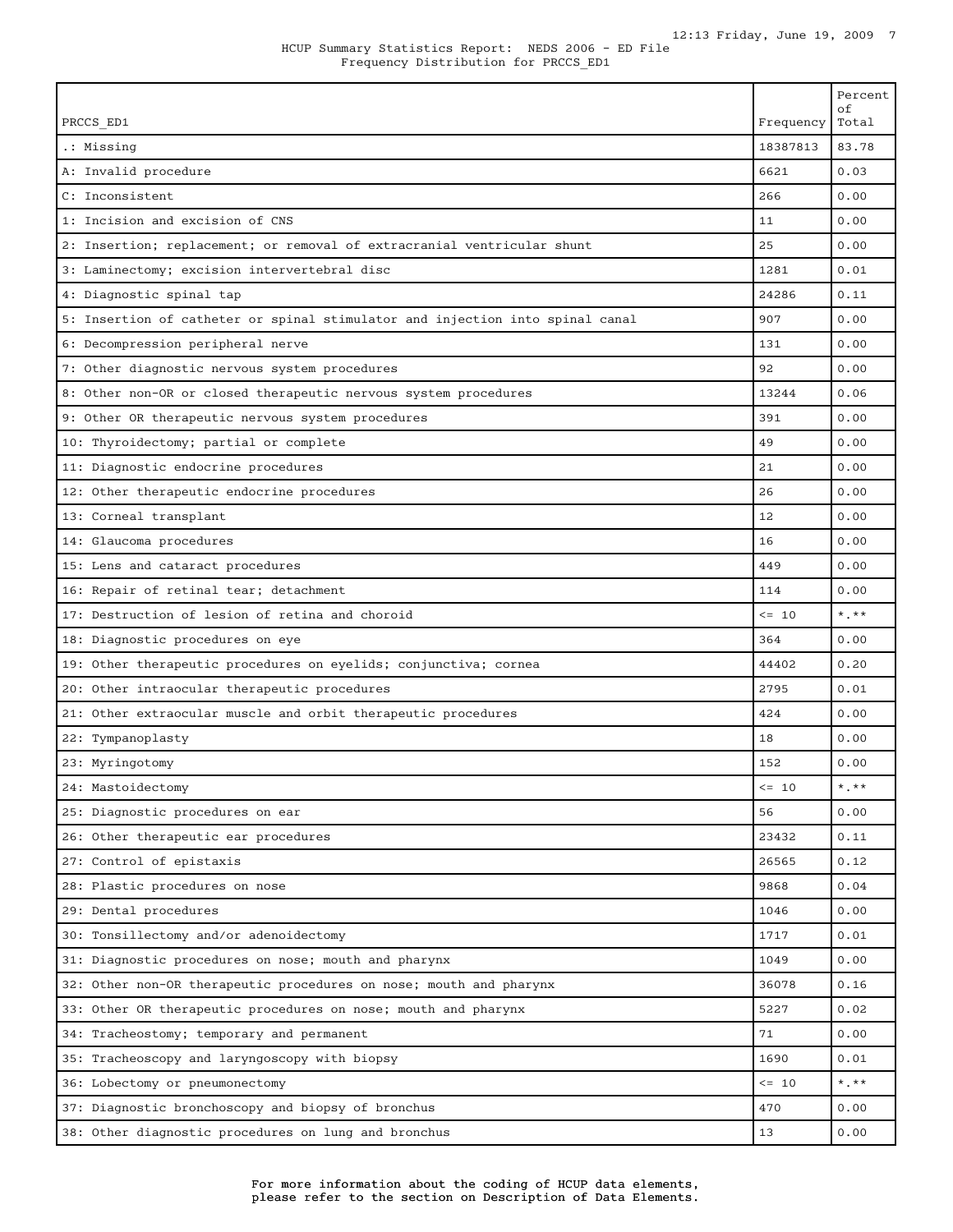HCUP Summary Statistics Report: NEDS 2006 - ED File
Frequency Distribution for PRCCS_ED1

| PRCCS_ED1 | Frequency | Percent of Total |
|---|---|---|
| .: Missing | 18387813 | 83.78 |
| A: Invalid procedure | 6621 | 0.03 |
| C: Inconsistent | 266 | 0.00 |
| 1: Incision and excision of CNS | 11 | 0.00 |
| 2: Insertion; replacement; or removal of extracranial ventricular shunt | 25 | 0.00 |
| 3: Laminectomy; excision intervertebral disc | 1281 | 0.01 |
| 4: Diagnostic spinal tap | 24286 | 0.11 |
| 5: Insertion of catheter or spinal stimulator and injection into spinal canal | 907 | 0.00 |
| 6: Decompression peripheral nerve | 131 | 0.00 |
| 7: Other diagnostic nervous system procedures | 92 | 0.00 |
| 8: Other non-OR or closed therapeutic nervous system procedures | 13244 | 0.06 |
| 9: Other OR therapeutic nervous system procedures | 391 | 0.00 |
| 10: Thyroidectomy; partial or complete | 49 | 0.00 |
| 11: Diagnostic endocrine procedures | 21 | 0.00 |
| 12: Other therapeutic endocrine procedures | 26 | 0.00 |
| 13: Corneal transplant | 12 | 0.00 |
| 14: Glaucoma procedures | 16 | 0.00 |
| 15: Lens and cataract procedures | 449 | 0.00 |
| 16: Repair of retinal tear; detachment | 114 | 0.00 |
| 17: Destruction of lesion of retina and choroid | <= 10 | *.** |
| 18: Diagnostic procedures on eye | 364 | 0.00 |
| 19: Other therapeutic procedures on eyelids; conjunctiva; cornea | 44402 | 0.20 |
| 20: Other intraocular therapeutic procedures | 2795 | 0.01 |
| 21: Other extraocular muscle and orbit therapeutic procedures | 424 | 0.00 |
| 22: Tympanoplasty | 18 | 0.00 |
| 23: Myringotomy | 152 | 0.00 |
| 24: Mastoidectomy | <= 10 | *.** |
| 25: Diagnostic procedures on ear | 56 | 0.00 |
| 26: Other therapeutic ear procedures | 23432 | 0.11 |
| 27: Control of epistaxis | 26565 | 0.12 |
| 28: Plastic procedures on nose | 9868 | 0.04 |
| 29: Dental procedures | 1046 | 0.00 |
| 30: Tonsillectomy and/or adenoidectomy | 1717 | 0.01 |
| 31: Diagnostic procedures on nose; mouth and pharynx | 1049 | 0.00 |
| 32: Other non-OR therapeutic procedures on nose; mouth and pharynx | 36078 | 0.16 |
| 33: Other OR therapeutic procedures on nose; mouth and pharynx | 5227 | 0.02 |
| 34: Tracheostomy; temporary and permanent | 71 | 0.00 |
| 35: Tracheoscopy and laryngoscopy with biopsy | 1690 | 0.01 |
| 36: Lobectomy or pneumonectomy | <= 10 | *.** |
| 37: Diagnostic bronchoscopy and biopsy of bronchus | 470 | 0.00 |
| 38: Other diagnostic procedures on lung and bronchus | 13 | 0.00 |

For more information about the coding of HCUP data elements, please refer to the section on Description of Data Elements.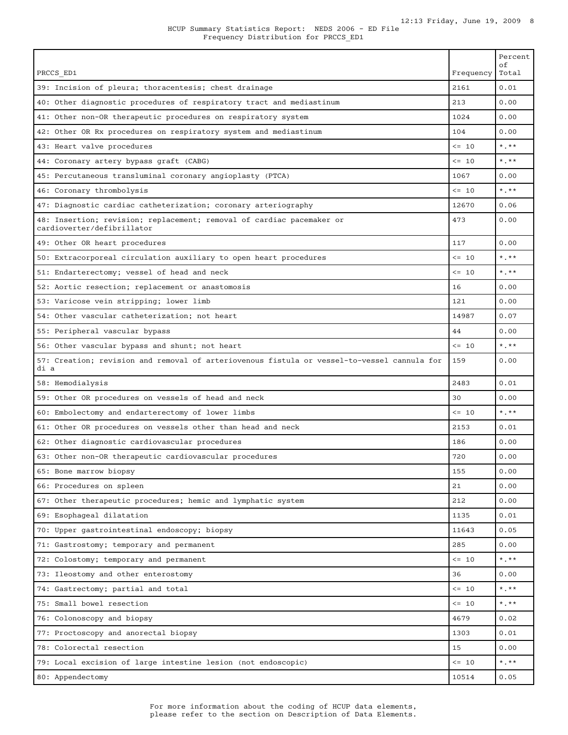HCUP Summary Statistics Report: NEDS 2006 - ED File
Frequency Distribution for PRCCS_ED1

| PRCCS_ED1 | Frequency | Percent of Total |
|---|---|---|
| 39: Incision of pleura; thoracentesis; chest drainage | 2161 | 0.01 |
| 40: Other diagnostic procedures of respiratory tract and mediastinum | 213 | 0.00 |
| 41: Other non-OR therapeutic procedures on respiratory system | 1024 | 0.00 |
| 42: Other OR Rx procedures on respiratory system and mediastinum | 104 | 0.00 |
| 43: Heart valve procedures | <= 10 | *.** |
| 44: Coronary artery bypass graft (CABG) | <= 10 | *.** |
| 45: Percutaneous transluminal coronary angioplasty (PTCA) | 1067 | 0.00 |
| 46: Coronary thrombolysis | <= 10 | *.** |
| 47: Diagnostic cardiac catheterization; coronary arteriography | 12670 | 0.06 |
| 48: Insertion; revision; replacement; removal of cardiac pacemaker or cardioverter/defibrillator | 473 | 0.00 |
| 49: Other OR heart procedures | 117 | 0.00 |
| 50: Extracorporeal circulation auxiliary to open heart procedures | <= 10 | *.** |
| 51: Endarterectomy; vessel of head and neck | <= 10 | *.** |
| 52: Aortic resection; replacement or anastomosis | 16 | 0.00 |
| 53: Varicose vein stripping; lower limb | 121 | 0.00 |
| 54: Other vascular catheterization; not heart | 14987 | 0.07 |
| 55: Peripheral vascular bypass | 44 | 0.00 |
| 56: Other vascular bypass and shunt; not heart | <= 10 | *.** |
| 57: Creation; revision and removal of arteriovenous fistula or vessel-to-vessel cannula for di a | 159 | 0.00 |
| 58: Hemodialysis | 2483 | 0.01 |
| 59: Other OR procedures on vessels of head and neck | 30 | 0.00 |
| 60: Embolectomy and endarterectomy of lower limbs | <= 10 | *.** |
| 61: Other OR procedures on vessels other than head and neck | 2153 | 0.01 |
| 62: Other diagnostic cardiovascular procedures | 186 | 0.00 |
| 63: Other non-OR therapeutic cardiovascular procedures | 720 | 0.00 |
| 65: Bone marrow biopsy | 155 | 0.00 |
| 66: Procedures on spleen | 21 | 0.00 |
| 67: Other therapeutic procedures; hemic and lymphatic system | 212 | 0.00 |
| 69: Esophageal dilatation | 1135 | 0.01 |
| 70: Upper gastrointestinal endoscopy; biopsy | 11643 | 0.05 |
| 71: Gastrostomy; temporary and permanent | 285 | 0.00 |
| 72: Colostomy; temporary and permanent | <= 10 | *.** |
| 73: Ileostomy and other enterostomy | 36 | 0.00 |
| 74: Gastrectomy; partial and total | <= 10 | *.** |
| 75: Small bowel resection | <= 10 | *.** |
| 76: Colonoscopy and biopsy | 4679 | 0.02 |
| 77: Proctoscopy and anorectal biopsy | 1303 | 0.01 |
| 78: Colorectal resection | 15 | 0.00 |
| 79: Local excision of large intestine lesion (not endoscopic) | <= 10 | *.** |
| 80: Appendectomy | 10514 | 0.05 |

For more information about the coding of HCUP data elements, please refer to the section on Description of Data Elements.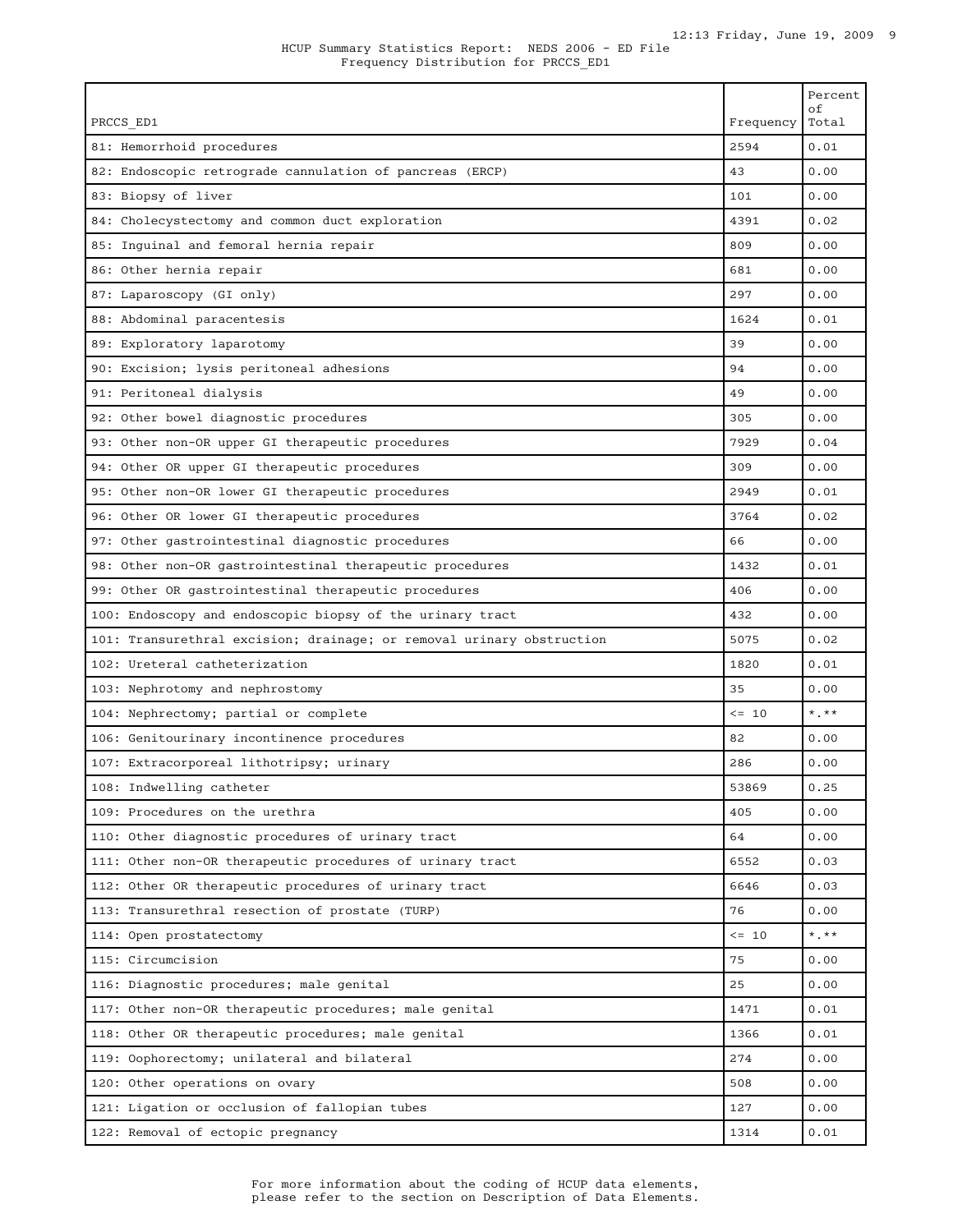HCUP Summary Statistics Report: NEDS 2006 - ED File
Frequency Distribution for PRCCS_ED1

| PRCCS_ED1 | Frequency | Percent of Total |
|---|---|---|
| 81: Hemorrhoid procedures | 2594 | 0.01 |
| 82: Endoscopic retrograde cannulation of pancreas (ERCP) | 43 | 0.00 |
| 83: Biopsy of liver | 101 | 0.00 |
| 84: Cholecystectomy and common duct exploration | 4391 | 0.02 |
| 85: Inguinal and femoral hernia repair | 809 | 0.00 |
| 86: Other hernia repair | 681 | 0.00 |
| 87: Laparoscopy (GI only) | 297 | 0.00 |
| 88: Abdominal paracentesis | 1624 | 0.01 |
| 89: Exploratory laparotomy | 39 | 0.00 |
| 90: Excision; lysis peritoneal adhesions | 94 | 0.00 |
| 91: Peritoneal dialysis | 49 | 0.00 |
| 92: Other bowel diagnostic procedures | 305 | 0.00 |
| 93: Other non-OR upper GI therapeutic procedures | 7929 | 0.04 |
| 94: Other OR upper GI therapeutic procedures | 309 | 0.00 |
| 95: Other non-OR lower GI therapeutic procedures | 2949 | 0.01 |
| 96: Other OR lower GI therapeutic procedures | 3764 | 0.02 |
| 97: Other gastrointestinal diagnostic procedures | 66 | 0.00 |
| 98: Other non-OR gastrointestinal therapeutic procedures | 1432 | 0.01 |
| 99: Other OR gastrointestinal therapeutic procedures | 406 | 0.00 |
| 100: Endoscopy and endoscopic biopsy of the urinary tract | 432 | 0.00 |
| 101: Transurethral excision; drainage; or removal urinary obstruction | 5075 | 0.02 |
| 102: Ureteral catheterization | 1820 | 0.01 |
| 103: Nephrotomy and nephrostomy | 35 | 0.00 |
| 104: Nephrectomy; partial or complete | <= 10 | *.** |
| 106: Genitourinary incontinence procedures | 82 | 0.00 |
| 107: Extracorporeal lithotripsy; urinary | 286 | 0.00 |
| 108: Indwelling catheter | 53869 | 0.25 |
| 109: Procedures on the urethra | 405 | 0.00 |
| 110: Other diagnostic procedures of urinary tract | 64 | 0.00 |
| 111: Other non-OR therapeutic procedures of urinary tract | 6552 | 0.03 |
| 112: Other OR therapeutic procedures of urinary tract | 6646 | 0.03 |
| 113: Transurethral resection of prostate (TURP) | 76 | 0.00 |
| 114: Open prostatectomy | <= 10 | *.** |
| 115: Circumcision | 75 | 0.00 |
| 116: Diagnostic procedures; male genital | 25 | 0.00 |
| 117: Other non-OR therapeutic procedures; male genital | 1471 | 0.01 |
| 118: Other OR therapeutic procedures; male genital | 1366 | 0.01 |
| 119: Oophorectomy; unilateral and bilateral | 274 | 0.00 |
| 120: Other operations on ovary | 508 | 0.00 |
| 121: Ligation or occlusion of fallopian tubes | 127 | 0.00 |
| 122: Removal of ectopic pregnancy | 1314 | 0.01 |

For more information about the coding of HCUP data elements, please refer to the section on Description of Data Elements.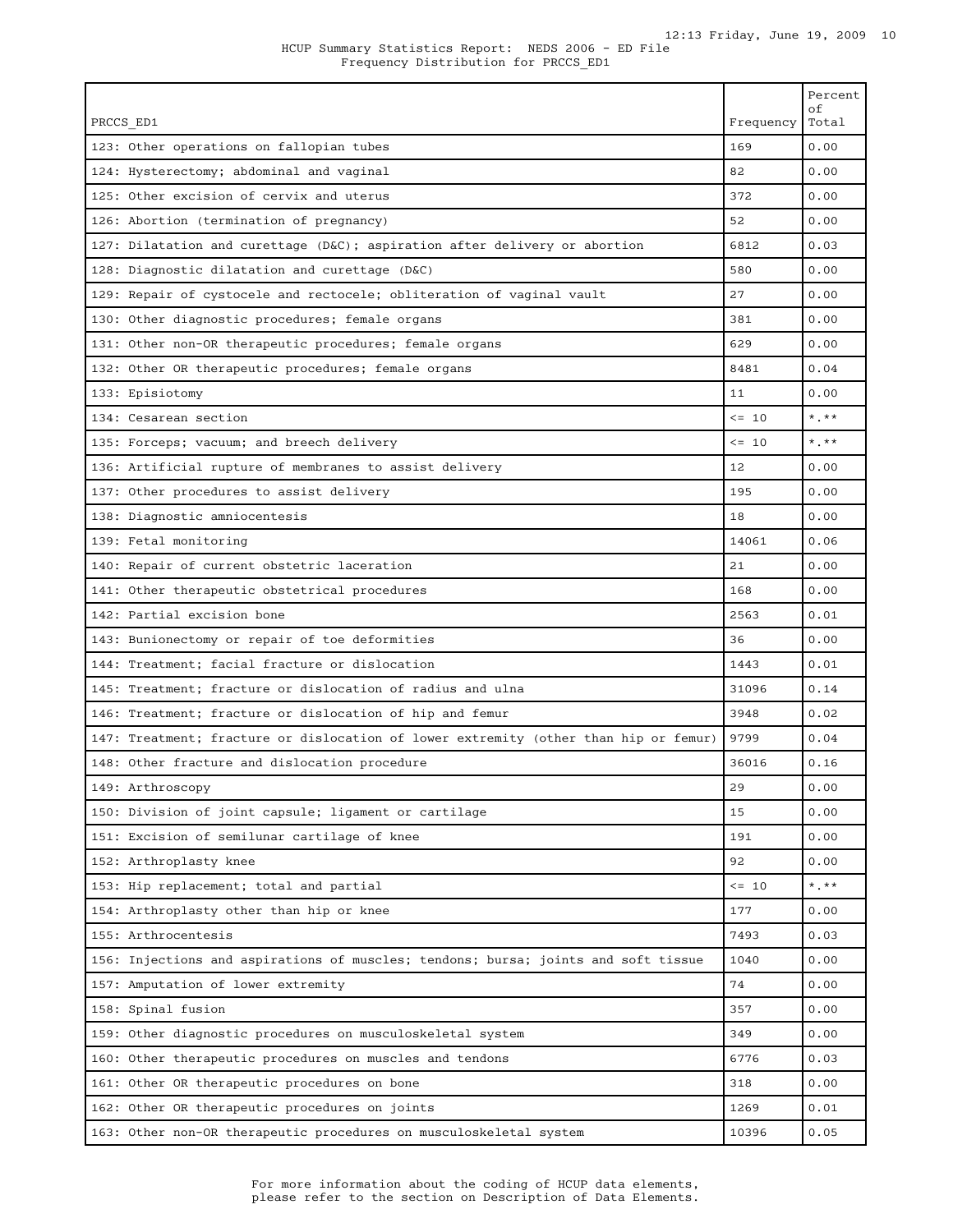HCUP Summary Statistics Report: NEDS 2006 - ED File
Frequency Distribution for PRCCS_ED1

| PRCCS_ED1 | Frequency | Percent of Total |
|---|---|---|
| 123: Other operations on fallopian tubes | 169 | 0.00 |
| 124: Hysterectomy; abdominal and vaginal | 82 | 0.00 |
| 125: Other excision of cervix and uterus | 372 | 0.00 |
| 126: Abortion (termination of pregnancy) | 52 | 0.00 |
| 127: Dilatation and curettage (D&C); aspiration after delivery or abortion | 6812 | 0.03 |
| 128: Diagnostic dilatation and curettage (D&C) | 580 | 0.00 |
| 129: Repair of cystocele and rectocele; obliteration of vaginal vault | 27 | 0.00 |
| 130: Other diagnostic procedures; female organs | 381 | 0.00 |
| 131: Other non-OR therapeutic procedures; female organs | 629 | 0.00 |
| 132: Other OR therapeutic procedures; female organs | 8481 | 0.04 |
| 133: Episiotomy | 11 | 0.00 |
| 134: Cesarean section | <= 10 | *.** |
| 135: Forceps; vacuum; and breech delivery | <= 10 | *.** |
| 136: Artificial rupture of membranes to assist delivery | 12 | 0.00 |
| 137: Other procedures to assist delivery | 195 | 0.00 |
| 138: Diagnostic amniocentesis | 18 | 0.00 |
| 139: Fetal monitoring | 14061 | 0.06 |
| 140: Repair of current obstetric laceration | 21 | 0.00 |
| 141: Other therapeutic obstetrical procedures | 168 | 0.00 |
| 142: Partial excision bone | 2563 | 0.01 |
| 143: Bunionectomy or repair of toe deformities | 36 | 0.00 |
| 144: Treatment; facial fracture or dislocation | 1443 | 0.01 |
| 145: Treatment; fracture or dislocation of radius and ulna | 31096 | 0.14 |
| 146: Treatment; fracture or dislocation of hip and femur | 3948 | 0.02 |
| 147: Treatment; fracture or dislocation of lower extremity (other than hip or femur) | 9799 | 0.04 |
| 148: Other fracture and dislocation procedure | 36016 | 0.16 |
| 149: Arthroscopy | 29 | 0.00 |
| 150: Division of joint capsule; ligament or cartilage | 15 | 0.00 |
| 151: Excision of semilunar cartilage of knee | 191 | 0.00 |
| 152: Arthroplasty knee | 92 | 0.00 |
| 153: Hip replacement; total and partial | <= 10 | *.** |
| 154: Arthroplasty other than hip or knee | 177 | 0.00 |
| 155: Arthrocentesis | 7493 | 0.03 |
| 156: Injections and aspirations of muscles; tendons; bursa; joints and soft tissue | 1040 | 0.00 |
| 157: Amputation of lower extremity | 74 | 0.00 |
| 158: Spinal fusion | 357 | 0.00 |
| 159: Other diagnostic procedures on musculoskeletal system | 349 | 0.00 |
| 160: Other therapeutic procedures on muscles and tendons | 6776 | 0.03 |
| 161: Other OR therapeutic procedures on bone | 318 | 0.00 |
| 162: Other OR therapeutic procedures on joints | 1269 | 0.01 |
| 163: Other non-OR therapeutic procedures on musculoskeletal system | 10396 | 0.05 |

For more information about the coding of HCUP data elements, please refer to the section on Description of Data Elements.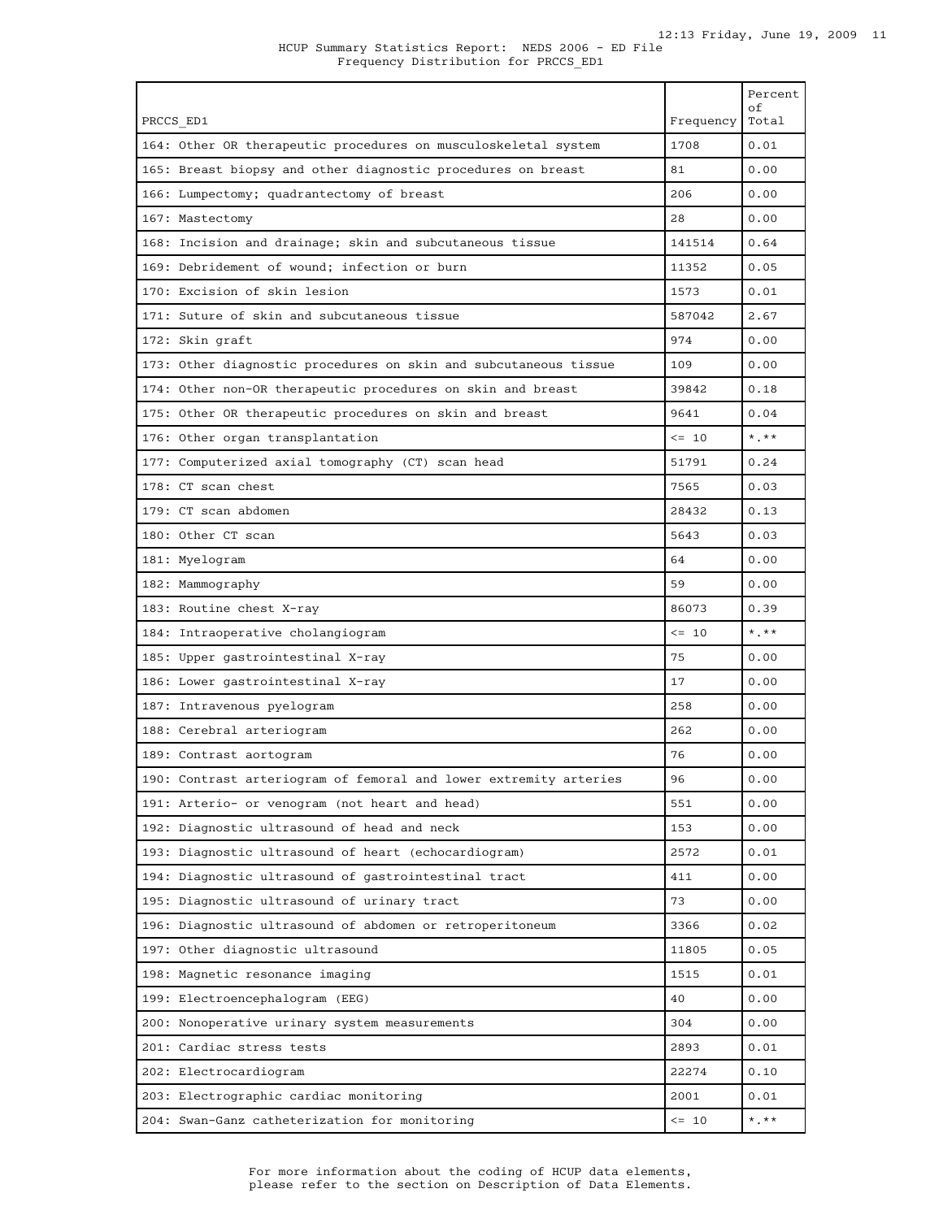HCUP Summary Statistics Report: NEDS 2006 - ED File
Frequency Distribution for PRCCS_ED1

| PRCCS_ED1 | Frequency | Percent of Total |
|---|---|---|
| 164: Other OR therapeutic procedures on musculoskeletal system | 1708 | 0.01 |
| 165: Breast biopsy and other diagnostic procedures on breast | 81 | 0.00 |
| 166: Lumpectomy; quadrantectomy of breast | 206 | 0.00 |
| 167: Mastectomy | 28 | 0.00 |
| 168: Incision and drainage; skin and subcutaneous tissue | 141514 | 0.64 |
| 169: Debridement of wound; infection or burn | 11352 | 0.05 |
| 170: Excision of skin lesion | 1573 | 0.01 |
| 171: Suture of skin and subcutaneous tissue | 587042 | 2.67 |
| 172: Skin graft | 974 | 0.00 |
| 173: Other diagnostic procedures on skin and subcutaneous tissue | 109 | 0.00 |
| 174: Other non-OR therapeutic procedures on skin and breast | 39842 | 0.18 |
| 175: Other OR therapeutic procedures on skin and breast | 9641 | 0.04 |
| 176: Other organ transplantation | <= 10 | *.** |
| 177: Computerized axial tomography (CT) scan head | 51791 | 0.24 |
| 178: CT scan chest | 7565 | 0.03 |
| 179: CT scan abdomen | 28432 | 0.13 |
| 180: Other CT scan | 5643 | 0.03 |
| 181: Myelogram | 64 | 0.00 |
| 182: Mammography | 59 | 0.00 |
| 183: Routine chest X-ray | 86073 | 0.39 |
| 184: Intraoperative cholangiogram | <= 10 | *.** |
| 185: Upper gastrointestinal X-ray | 75 | 0.00 |
| 186: Lower gastrointestinal X-ray | 17 | 0.00 |
| 187: Intravenous pyelogram | 258 | 0.00 |
| 188: Cerebral arteriogram | 262 | 0.00 |
| 189: Contrast aortogram | 76 | 0.00 |
| 190: Contrast arteriogram of femoral and lower extremity arteries | 96 | 0.00 |
| 191: Arterio- or venogram (not heart and head) | 551 | 0.00 |
| 192: Diagnostic ultrasound of head and neck | 153 | 0.00 |
| 193: Diagnostic ultrasound of heart (echocardiogram) | 2572 | 0.01 |
| 194: Diagnostic ultrasound of gastrointestinal tract | 411 | 0.00 |
| 195: Diagnostic ultrasound of urinary tract | 73 | 0.00 |
| 196: Diagnostic ultrasound of abdomen or retroperitoneum | 3366 | 0.02 |
| 197: Other diagnostic ultrasound | 11805 | 0.05 |
| 198: Magnetic resonance imaging | 1515 | 0.01 |
| 199: Electroencephalogram (EEG) | 40 | 0.00 |
| 200: Nonoperative urinary system measurements | 304 | 0.00 |
| 201: Cardiac stress tests | 2893 | 0.01 |
| 202: Electrocardiogram | 22274 | 0.10 |
| 203: Electrographic cardiac monitoring | 2001 | 0.01 |
| 204: Swan-Ganz catheterization for monitoring | <= 10 | *.** |

For more information about the coding of HCUP data elements, please refer to the section on Description of Data Elements.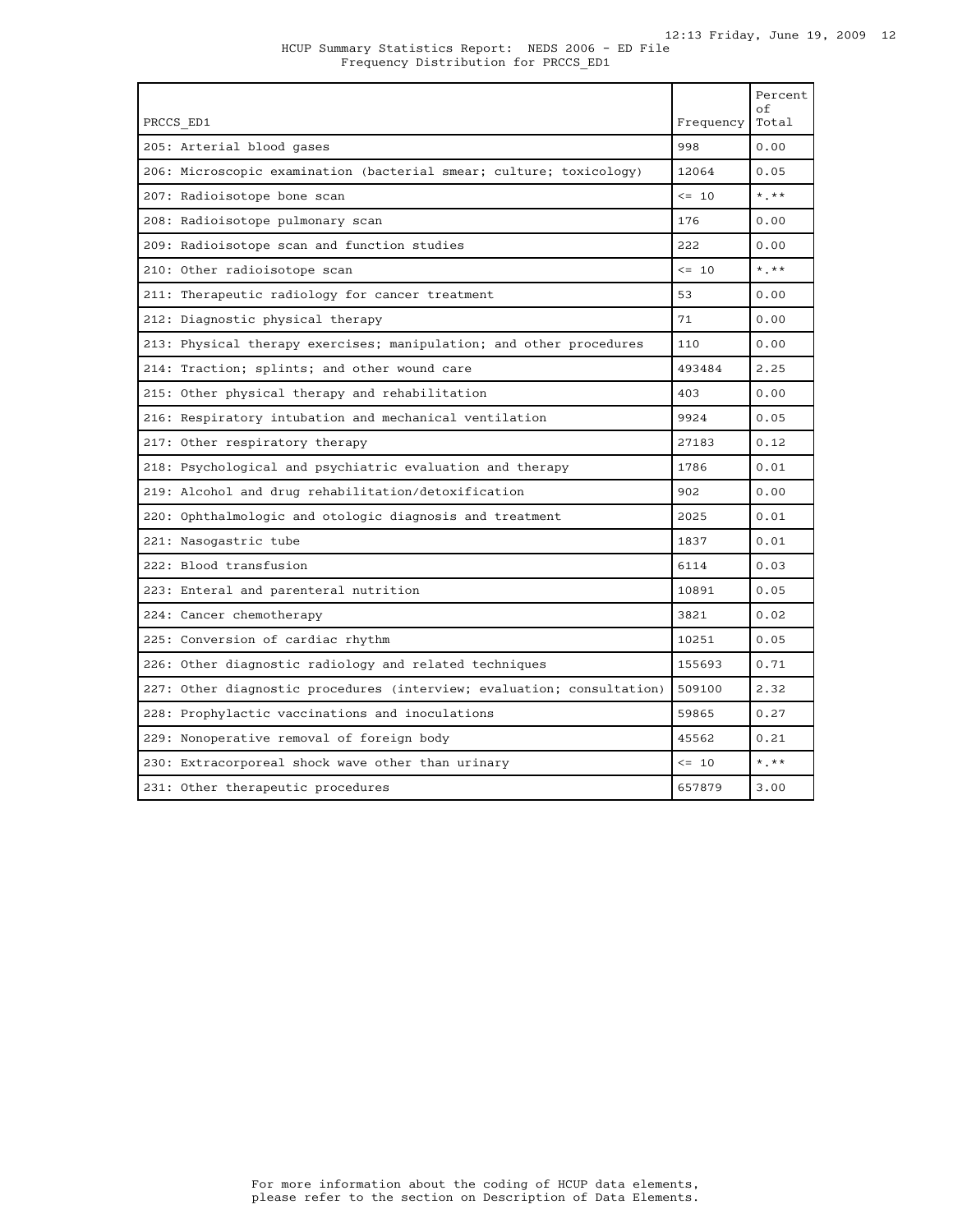HCUP Summary Statistics Report: NEDS 2006 - ED File
Frequency Distribution for PRCCS_ED1

| PRCCS_ED1 | Frequency | Percent of Total |
|---|---|---|
| 205: Arterial blood gases | 998 | 0.00 |
| 206: Microscopic examination (bacterial smear; culture; toxicology) | 12064 | 0.05 |
| 207: Radioisotope bone scan | <= 10 | *.** |
| 208: Radioisotope pulmonary scan | 176 | 0.00 |
| 209: Radioisotope scan and function studies | 222 | 0.00 |
| 210: Other radioisotope scan | <= 10 | *.** |
| 211: Therapeutic radiology for cancer treatment | 53 | 0.00 |
| 212: Diagnostic physical therapy | 71 | 0.00 |
| 213: Physical therapy exercises; manipulation; and other procedures | 110 | 0.00 |
| 214: Traction; splints; and other wound care | 493484 | 2.25 |
| 215: Other physical therapy and rehabilitation | 403 | 0.00 |
| 216: Respiratory intubation and mechanical ventilation | 9924 | 0.05 |
| 217: Other respiratory therapy | 27183 | 0.12 |
| 218: Psychological and psychiatric evaluation and therapy | 1786 | 0.01 |
| 219: Alcohol and drug rehabilitation/detoxification | 902 | 0.00 |
| 220: Ophthalmologic and otologic diagnosis and treatment | 2025 | 0.01 |
| 221: Nasogastric tube | 1837 | 0.01 |
| 222: Blood transfusion | 6114 | 0.03 |
| 223: Enteral and parenteral nutrition | 10891 | 0.05 |
| 224: Cancer chemotherapy | 3821 | 0.02 |
| 225: Conversion of cardiac rhythm | 10251 | 0.05 |
| 226: Other diagnostic radiology and related techniques | 155693 | 0.71 |
| 227: Other diagnostic procedures (interview; evaluation; consultation) | 509100 | 2.32 |
| 228: Prophylactic vaccinations and inoculations | 59865 | 0.27 |
| 229: Nonoperative removal of foreign body | 45562 | 0.21 |
| 230: Extracorporeal shock wave other than urinary | <= 10 | *.** |
| 231: Other therapeutic procedures | 657879 | 3.00 |

For more information about the coding of HCUP data elements, please refer to the section on Description of Data Elements.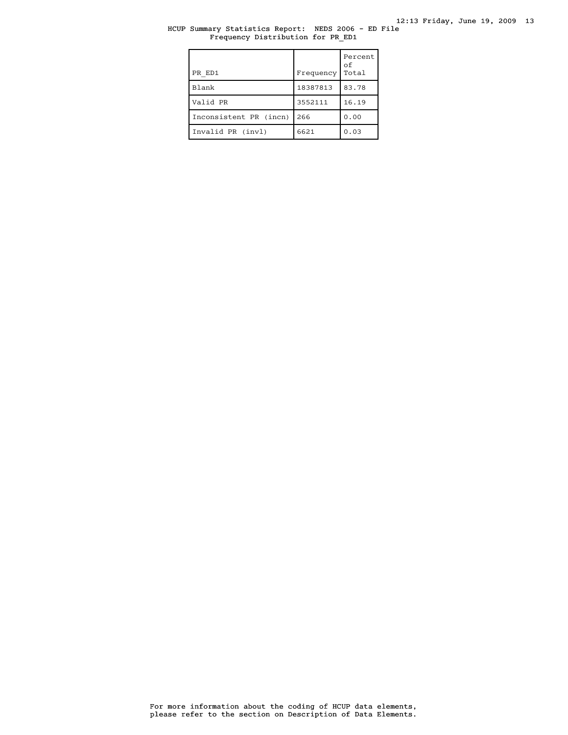# HCUP Summary Statistics Report: NEDS 2006 - ED File

## Frequency Distribution for PR_ED1

| PR_ED1 | Frequency | Percent of Total |
|---|---|---|
| Blank | 18387813 | 83.78 |
| Valid PR | 3552111 | 16.19 |
| Inconsistent PR (incn) | 266 | 0.00 |
| Invalid PR (invl) | 6621 | 0.03 |

For more information about the coding of HCUP data elements, please refer to the section on Description of Data Elements.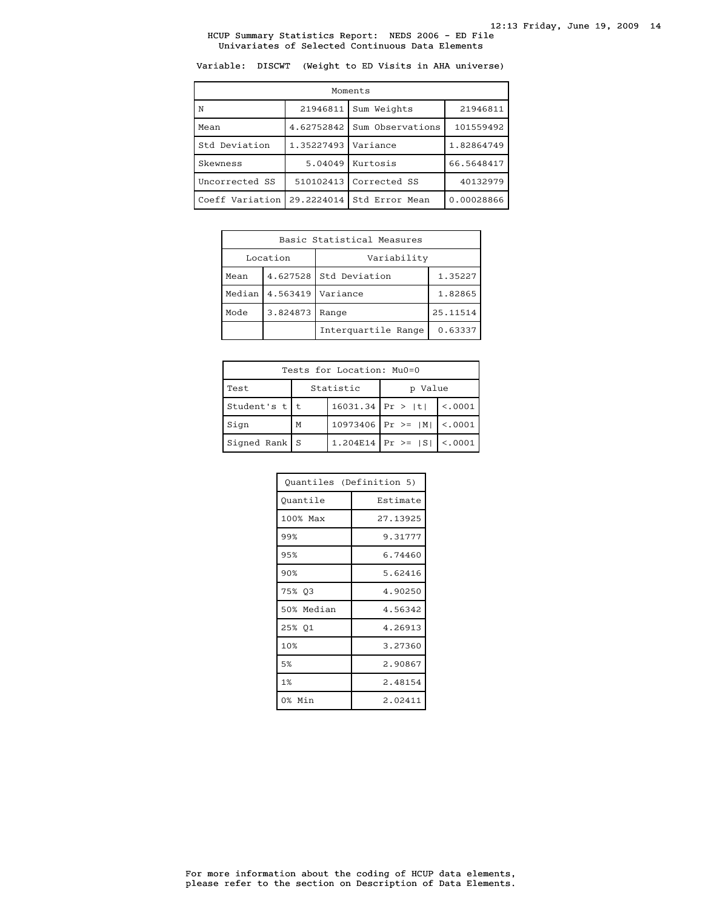HCUP Summary Statistics Report: NEDS 2006 - ED File
Univariates of Selected Continuous Data Elements

Variable: DISCWT (Weight to ED Visits in AHA universe)

| Moments | | | |
|---|---|---|---|
| N | 21946811 | Sum Weights | 21946811 |
| Mean | 4.62752842 | Sum Observations | 101559492 |
| Std Deviation | 1.35227493 | Variance | 1.82864749 |
| Skewness | 5.04049 | Kurtosis | 66.5648417 |
| Uncorrected SS | 510102413 | Corrected SS | 40132979 |
| Coeff Variation | 29.2224014 | Std Error Mean | 0.00028866 |

| Basic Statistical Measures | | | |
|---|---|---|---|
| Location | | Variability | |
| Mean | 4.627528 | Std Deviation | 1.35227 |
| Median | 4.563419 | Variance | 1.82865 |
| Mode | 3.824873 | Range | 25.11514 |
| | | Interquartile Range | 0.63337 |

| Tests for Location: Mu0=0 | | | | |
|---|---|---|---|---|
| Test | Statistic | | p Value | |
| Student's t | t | 16031.34 | Pr > \|t\| | <.0001 |
| Sign | M | 10973406 | Pr >= \|M\| | <.0001 |
| Signed Rank | S | 1.204E14 | Pr >= \|S\| | <.0001 |

| Quantiles (Definition 5) | |
|---|---|
| Quantile | Estimate |
| 100% Max | 27.13925 |
| 99% | 9.31777 |
| 95% | 6.74460 |
| 90% | 5.62416 |
| 75% Q3 | 4.90250 |
| 50% Median | 4.56342 |
| 25% Q1 | 4.26913 |
| 10% | 3.27360 |
| 5% | 2.90867 |
| 1% | 2.48154 |
| 0% Min | 2.02411 |

For more information about the coding of HCUP data elements, please refer to the section on Description of Data Elements.